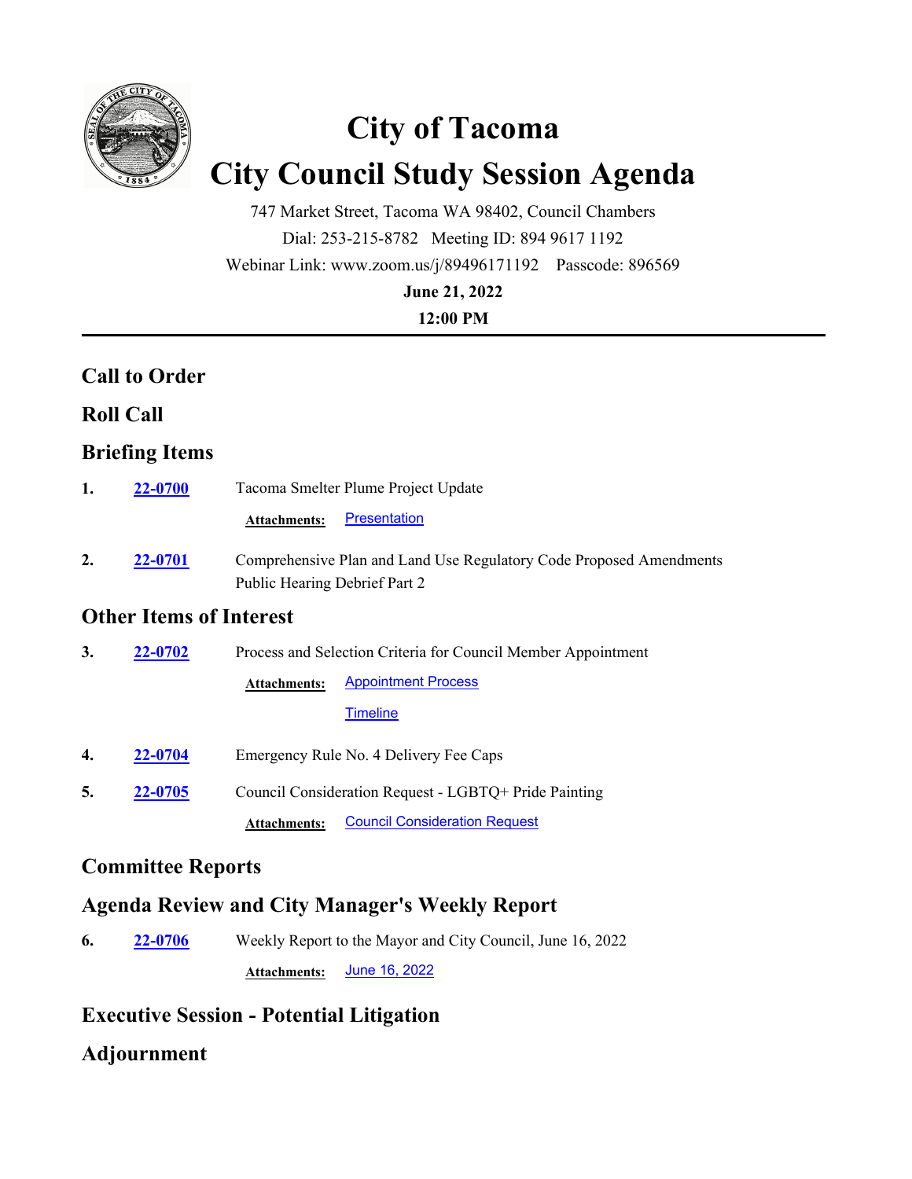# City of Tacoma

# City Council Study Session Agenda

747 Market Street, Tacoma WA 98402, Council Chambers

Dial: 253-215-8782 Meeting ID: 894 9617 1192

Webinar Link: www.zoom.us/j/89496171192 Passcode: 896569

**June 21, 2022**

**12:00 PM**

---

## Call to Order

## Roll Call

## Briefing Items

**1.** **22-0700** Tacoma Smelter Plume Project Update

**Attachments:** Presentation

**2.** **22-0701** Comprehensive Plan and Land Use Regulatory Code Proposed Amendments Public Hearing Debrief Part 2

## Other Items of Interest

**3.** **22-0702** Process and Selection Criteria for Council Member Appointment

**Attachments:** Appointment Process

Timeline

**4.** **22-0704** Emergency Rule No. 4 Delivery Fee Caps

**5.** **22-0705** Council Consideration Request - LGBTQ+ Pride Painting

**Attachments:** Council Consideration Request

## Committee Reports

## Agenda Review and City Manager's Weekly Report

**6.** **22-0706** Weekly Report to the Mayor and City Council, June 16, 2022

**Attachments:** June 16, 2022

## Executive Session - Potential Litigation

## Adjournment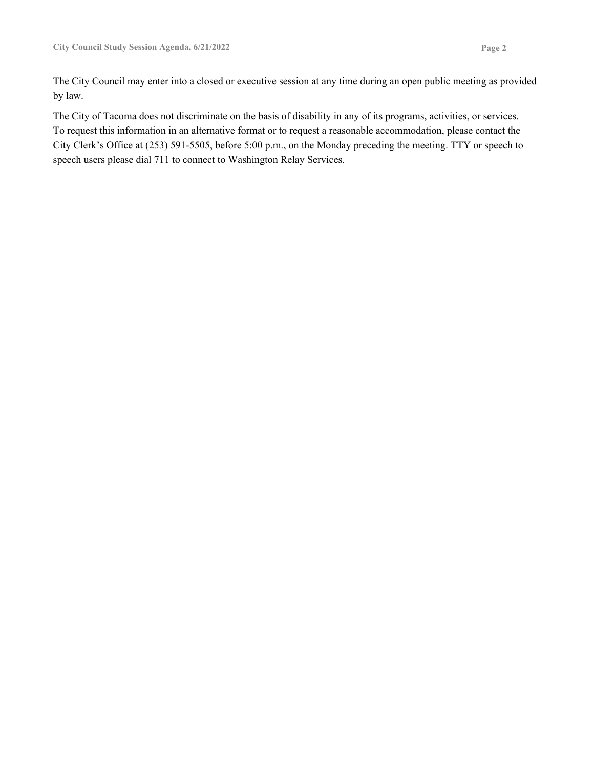The City Council may enter into a closed or executive session at any time during an open public meeting as provided by law.

The City of Tacoma does not discriminate on the basis of disability in any of its programs, activities, or services. To request this information in an alternative format or to request a reasonable accommodation, please contact the City Clerk's Office at (253) 591-5505, before 5:00 p.m., on the Monday preceding the meeting. TTY or speech to speech users please dial 711 to connect to Washington Relay Services.